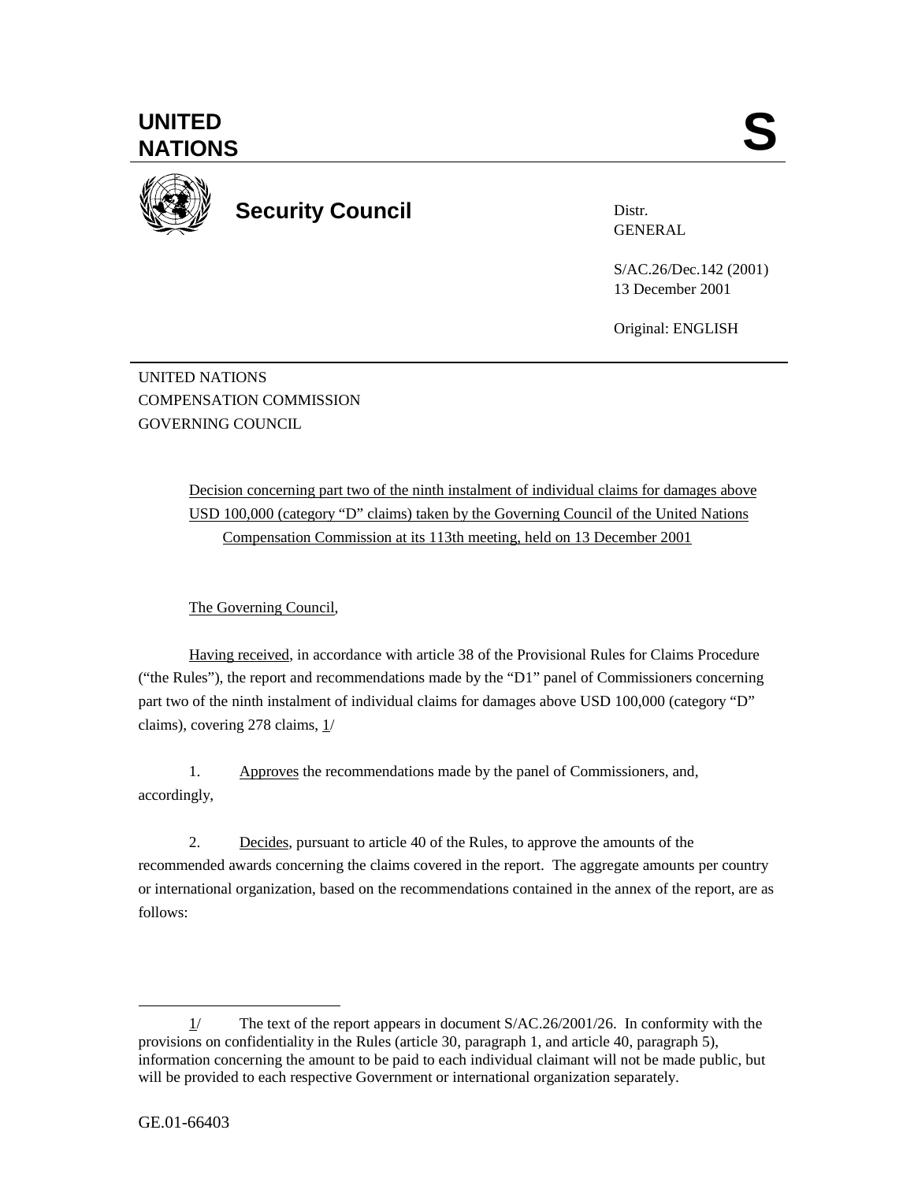**UNITED NATIONS** **S**

**Security Council**

Distr.
GENERAL

S/AC.26/Dec.142 (2001)
13 December 2001

Original: ENGLISH

UNITED NATIONS
COMPENSATION COMMISSION
GOVERNING COUNCIL

Decision concerning part two of the ninth instalment of individual claims for damages above USD 100,000 (category "D" claims) taken by the Governing Council of the United Nations Compensation Commission at its 113th meeting, held on 13 December 2001

The Governing Council,

Having received, in accordance with article 38 of the Provisional Rules for Claims Procedure ("the Rules"), the report and recommendations made by the "D1" panel of Commissioners concerning part two of the ninth instalment of individual claims for damages above USD 100,000 (category "D" claims), covering 278 claims, 1/

1. Approves the recommendations made by the panel of Commissioners, and, accordingly,

2. Decides, pursuant to article 40 of the Rules, to approve the amounts of the recommended awards concerning the claims covered in the report. The aggregate amounts per country or international organization, based on the recommendations contained in the annex of the report, are as follows:

---

1/ The text of the report appears in document S/AC.26/2001/26. In conformity with the provisions on confidentiality in the Rules (article 30, paragraph 1, and article 40, paragraph 5), information concerning the amount to be paid to each individual claimant will not be made public, but will be provided to each respective Government or international organization separately.

GE.01-66403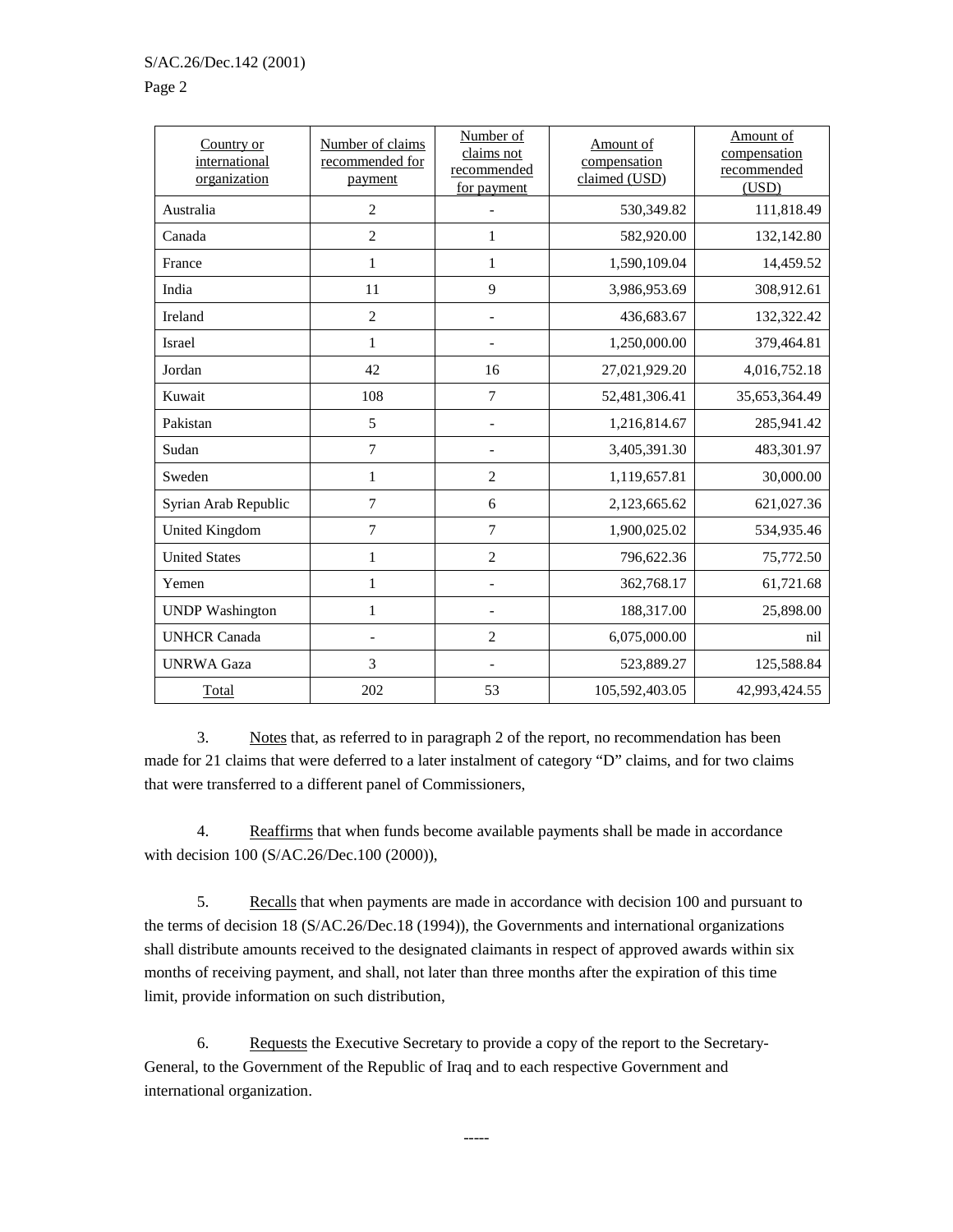| Country or international organization | Number of claims recommended for payment | Number of claims not recommended for payment | Amount of compensation claimed (USD) | Amount of compensation recommended (USD) |
|---|---|---|---|---|
| Australia | 2 | - | 530,349.82 | 111,818.49 |
| Canada | 2 | 1 | 582,920.00 | 132,142.80 |
| France | 1 | 1 | 1,590,109.04 | 14,459.52 |
| India | 11 | 9 | 3,986,953.69 | 308,912.61 |
| Ireland | 2 | - | 436,683.67 | 132,322.42 |
| Israel | 1 | - | 1,250,000.00 | 379,464.81 |
| Jordan | 42 | 16 | 27,021,929.20 | 4,016,752.18 |
| Kuwait | 108 | 7 | 52,481,306.41 | 35,653,364.49 |
| Pakistan | 5 | - | 1,216,814.67 | 285,941.42 |
| Sudan | 7 | - | 3,405,391.30 | 483,301.97 |
| Sweden | 1 | 2 | 1,119,657.81 | 30,000.00 |
| Syrian Arab Republic | 7 | 6 | 2,123,665.62 | 621,027.36 |
| United Kingdom | 7 | 7 | 1,900,025.02 | 534,935.46 |
| United States | 1 | 2 | 796,622.36 | 75,772.50 |
| Yemen | 1 | - | 362,768.17 | 61,721.68 |
| UNDP Washington | 1 | - | 188,317.00 | 25,898.00 |
| UNHCR Canada | - | 2 | 6,075,000.00 | nil |
| UNRWA Gaza | 3 | - | 523,889.27 | 125,588.84 |
| Total | 202 | 53 | 105,592,403.05 | 42,993,424.55 |

3. Notes that, as referred to in paragraph 2 of the report, no recommendation has been made for 21 claims that were deferred to a later instalment of category "D" claims, and for two claims that were transferred to a different panel of Commissioners,

4. Reaffirms that when funds become available payments shall be made in accordance with decision 100 (S/AC.26/Dec.100 (2000)),

5. Recalls that when payments are made in accordance with decision 100 and pursuant to the terms of decision 18 (S/AC.26/Dec.18 (1994)), the Governments and international organizations shall distribute amounts received to the designated claimants in respect of approved awards within six months of receiving payment, and shall, not later than three months after the expiration of this time limit, provide information on such distribution,

6. Requests the Executive Secretary to provide a copy of the report to the Secretary-General, to the Government of the Republic of Iraq and to each respective Government and international organization.

-----